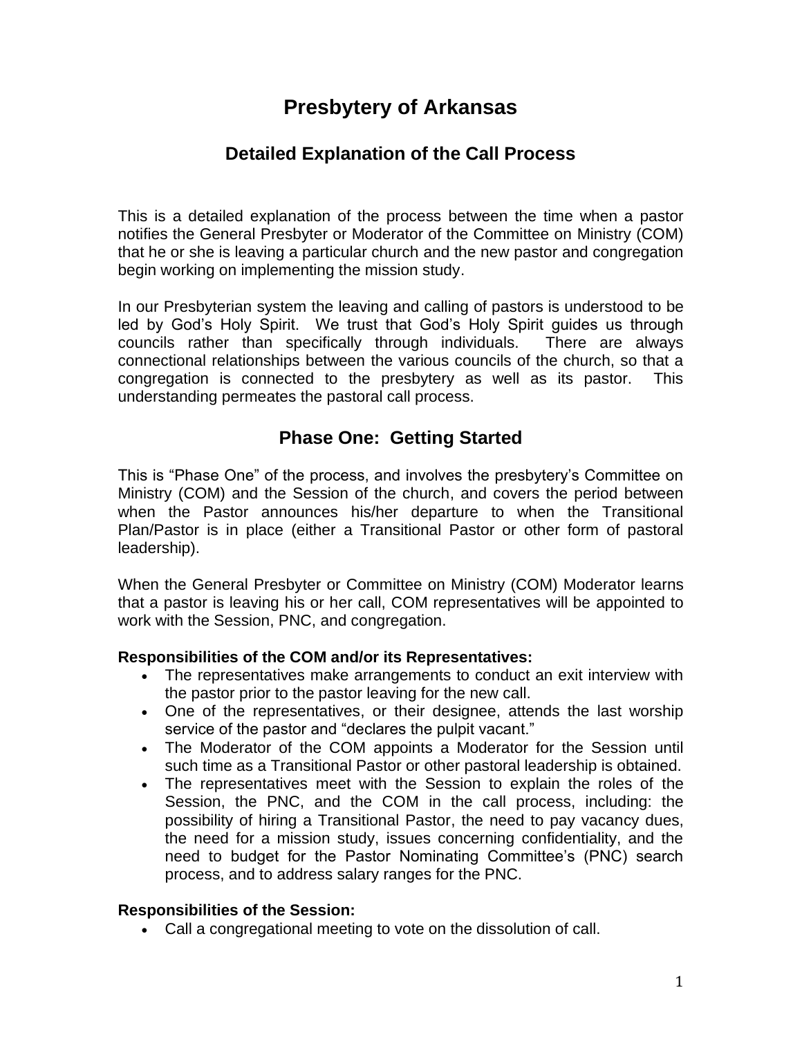# Presbytery of Arkansas

## Detailed Explanation of the Call Process

This is a detailed explanation of the process between the time when a pastor notifies the General Presbyter or Moderator of the Committee on Ministry (COM) that he or she is leaving a particular church and the new pastor and congregation begin working on implementing the mission study.

In our Presbyterian system the leaving and calling of pastors is understood to be led by God's Holy Spirit. We trust that God's Holy Spirit guides us through councils rather than specifically through individuals. There are always connectional relationships between the various councils of the church, so that a congregation is connected to the presbytery as well as its pastor. This understanding permeates the pastoral call process.

## Phase One: Getting Started

This is "Phase One" of the process, and involves the presbytery's Committee on Ministry (COM) and the Session of the church, and covers the period between when the Pastor announces his/her departure to when the Transitional Plan/Pastor is in place (either a Transitional Pastor or other form of pastoral leadership).

When the General Presbyter or Committee on Ministry (COM) Moderator learns that a pastor is leaving his or her call, COM representatives will be appointed to work with the Session, PNC, and congregation.

**Responsibilities of the COM and/or its Representatives:**

- The representatives make arrangements to conduct an exit interview with the pastor prior to the pastor leaving for the new call.
- One of the representatives, or their designee, attends the last worship service of the pastor and "declares the pulpit vacant."
- The Moderator of the COM appoints a Moderator for the Session until such time as a Transitional Pastor or other pastoral leadership is obtained.
- The representatives meet with the Session to explain the roles of the Session, the PNC, and the COM in the call process, including: the possibility of hiring a Transitional Pastor, the need to pay vacancy dues, the need for a mission study, issues concerning confidentiality, and the need to budget for the Pastor Nominating Committee's (PNC) search process, and to address salary ranges for the PNC.

**Responsibilities of the Session:**

- Call a congregational meeting to vote on the dissolution of call.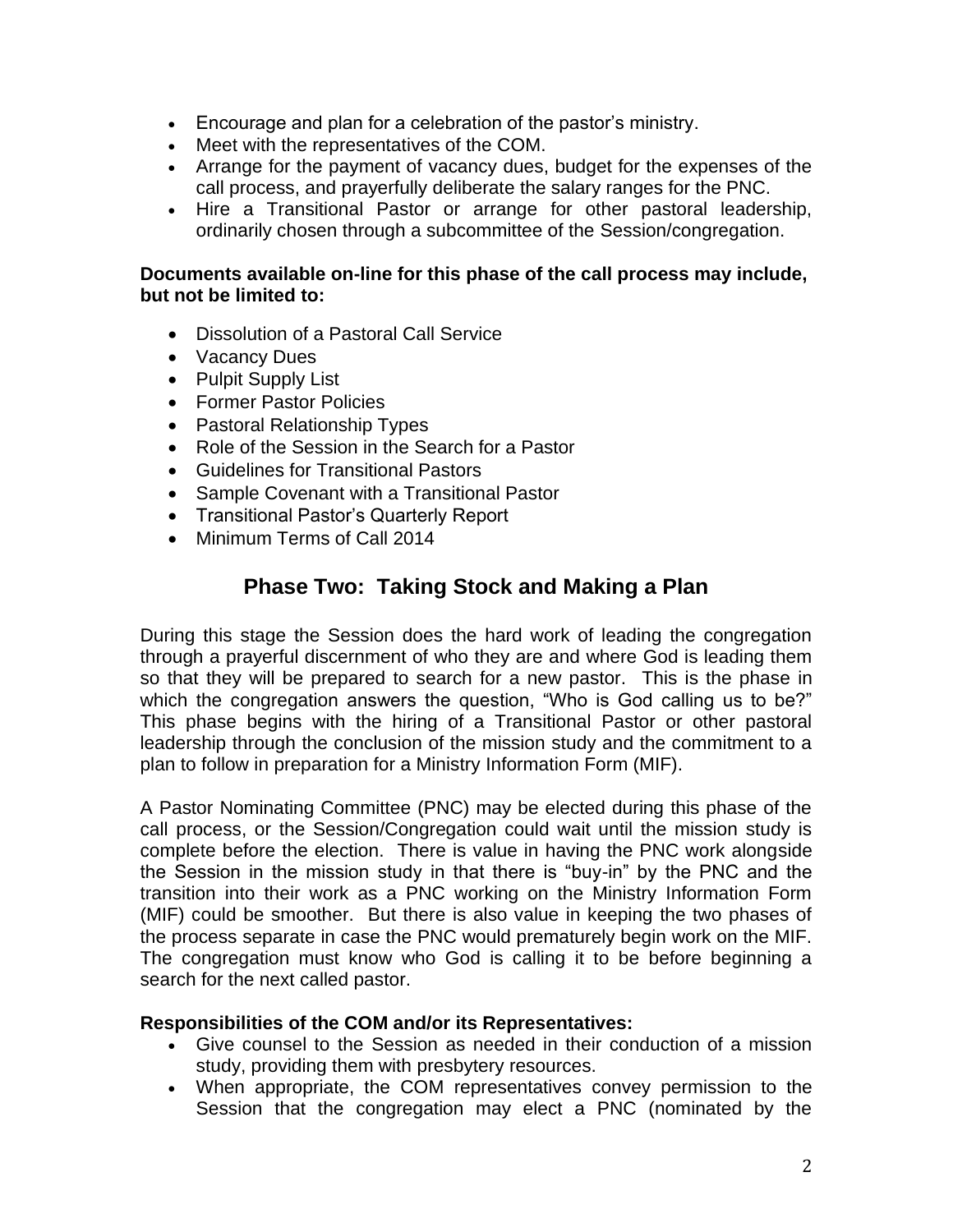- Encourage and plan for a celebration of the pastor's ministry.
- Meet with the representatives of the COM.
- Arrange for the payment of vacancy dues, budget for the expenses of the call process, and prayerfully deliberate the salary ranges for the PNC.
- Hire a Transitional Pastor or arrange for other pastoral leadership, ordinarily chosen through a subcommittee of the Session/congregation.

**Documents available on-line for this phase of the call process may include, but not be limited to:**

- Dissolution of a Pastoral Call Service
- Vacancy Dues
- Pulpit Supply List
- Former Pastor Policies
- Pastoral Relationship Types
- Role of the Session in the Search for a Pastor
- Guidelines for Transitional Pastors
- Sample Covenant with a Transitional Pastor
- Transitional Pastor's Quarterly Report
- Minimum Terms of Call 2014

## Phase Two: Taking Stock and Making a Plan

During this stage the Session does the hard work of leading the congregation through a prayerful discernment of who they are and where God is leading them so that they will be prepared to search for a new pastor. This is the phase in which the congregation answers the question, "Who is God calling us to be?" This phase begins with the hiring of a Transitional Pastor or other pastoral leadership through the conclusion of the mission study and the commitment to a plan to follow in preparation for a Ministry Information Form (MIF).

A Pastor Nominating Committee (PNC) may be elected during this phase of the call process, or the Session/Congregation could wait until the mission study is complete before the election. There is value in having the PNC work alongside the Session in the mission study in that there is "buy-in" by the PNC and the transition into their work as a PNC working on the Ministry Information Form (MIF) could be smoother. But there is also value in keeping the two phases of the process separate in case the PNC would prematurely begin work on the MIF. The congregation must know who God is calling it to be before beginning a search for the next called pastor.

**Responsibilities of the COM and/or its Representatives:**

- Give counsel to the Session as needed in their conduction of a mission study, providing them with presbytery resources.
- When appropriate, the COM representatives convey permission to the Session that the congregation may elect a PNC (nominated by the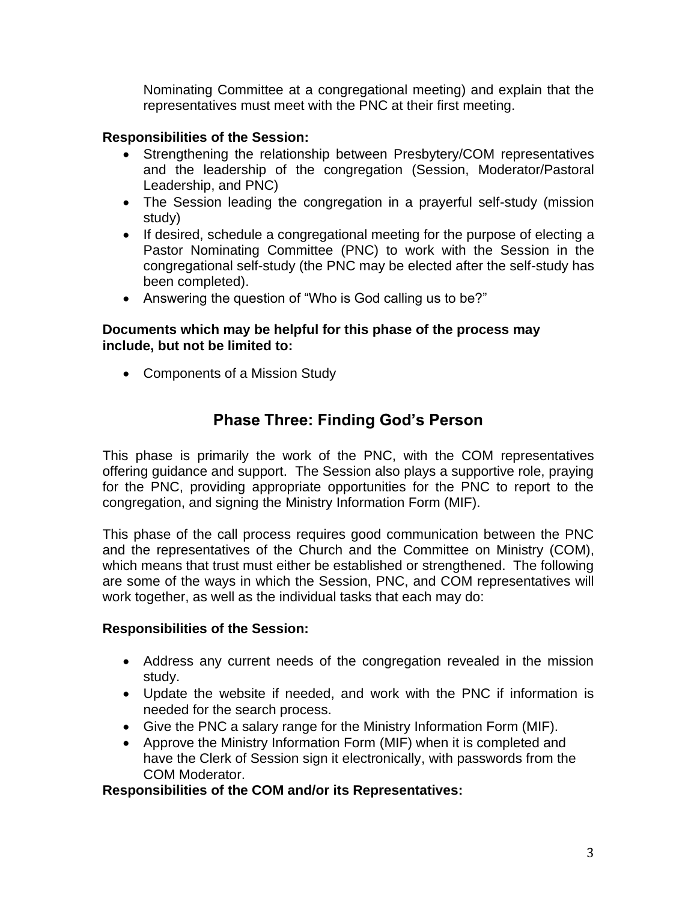Nominating Committee at a congregational meeting) and explain that the representatives must meet with the PNC at their first meeting.

**Responsibilities of the Session:**

- Strengthening the relationship between Presbytery/COM representatives and the leadership of the congregation (Session, Moderator/Pastoral Leadership, and PNC)
- The Session leading the congregation in a prayerful self-study (mission study)
- If desired, schedule a congregational meeting for the purpose of electing a Pastor Nominating Committee (PNC) to work with the Session in the congregational self-study (the PNC may be elected after the self-study has been completed).
- Answering the question of "Who is God calling us to be?"

**Documents which may be helpful for this phase of the process may include, but not be limited to:**

- Components of a Mission Study

## Phase Three: Finding God's Person

This phase is primarily the work of the PNC, with the COM representatives offering guidance and support. The Session also plays a supportive role, praying for the PNC, providing appropriate opportunities for the PNC to report to the congregation, and signing the Ministry Information Form (MIF).

This phase of the call process requires good communication between the PNC and the representatives of the Church and the Committee on Ministry (COM), which means that trust must either be established or strengthened. The following are some of the ways in which the Session, PNC, and COM representatives will work together, as well as the individual tasks that each may do:

**Responsibilities of the Session:**

- Address any current needs of the congregation revealed in the mission study.
- Update the website if needed, and work with the PNC if information is needed for the search process.
- Give the PNC a salary range for the Ministry Information Form (MIF).
- Approve the Ministry Information Form (MIF) when it is completed and have the Clerk of Session sign it electronically, with passwords from the COM Moderator.

**Responsibilities of the COM and/or its Representatives:**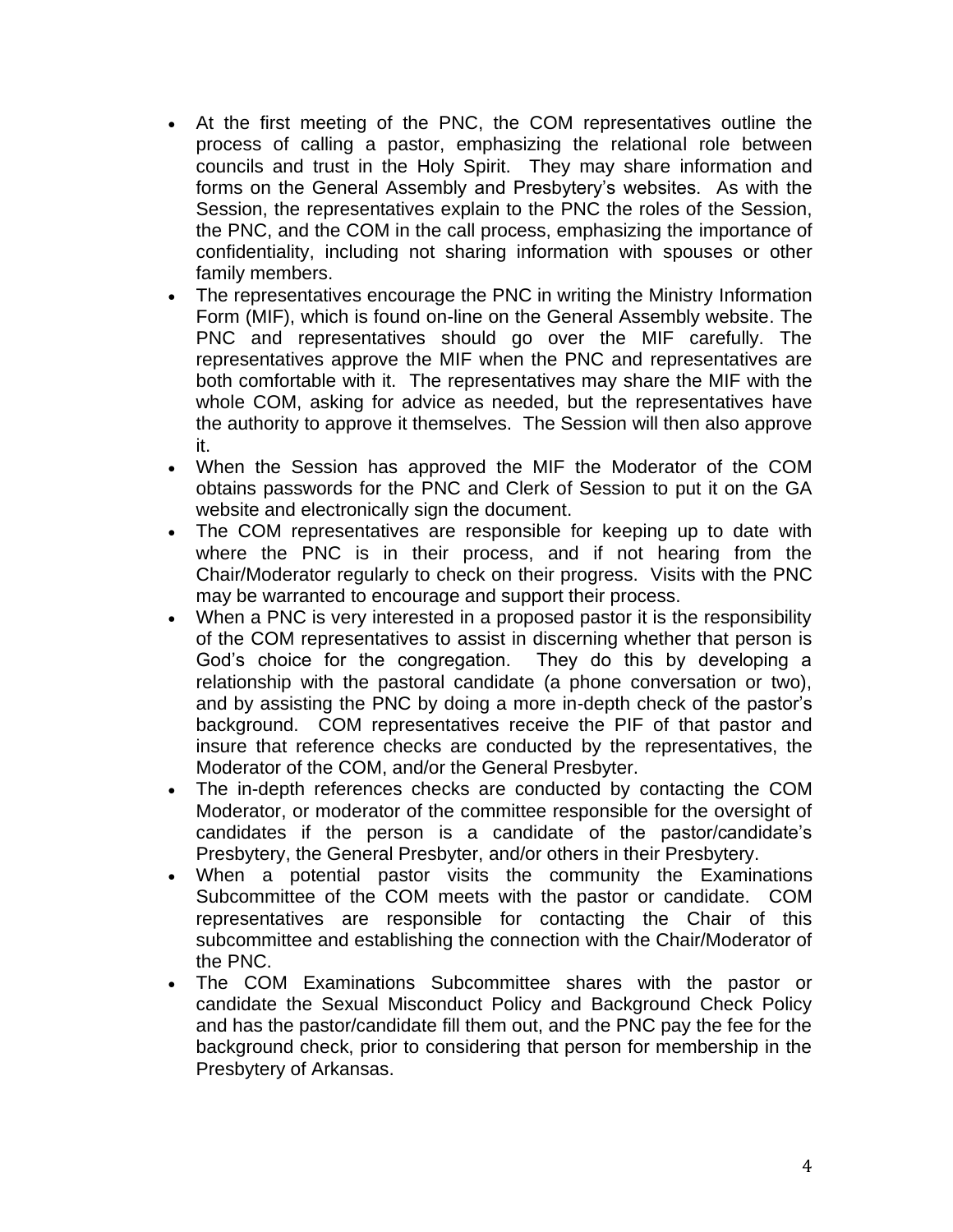- At the first meeting of the PNC, the COM representatives outline the process of calling a pastor, emphasizing the relational role between councils and trust in the Holy Spirit. They may share information and forms on the General Assembly and Presbytery's websites. As with the Session, the representatives explain to the PNC the roles of the Session, the PNC, and the COM in the call process, emphasizing the importance of confidentiality, including not sharing information with spouses or other family members.
- The representatives encourage the PNC in writing the Ministry Information Form (MIF), which is found on-line on the General Assembly website. The PNC and representatives should go over the MIF carefully. The representatives approve the MIF when the PNC and representatives are both comfortable with it. The representatives may share the MIF with the whole COM, asking for advice as needed, but the representatives have the authority to approve it themselves. The Session will then also approve it.
- When the Session has approved the MIF the Moderator of the COM obtains passwords for the PNC and Clerk of Session to put it on the GA website and electronically sign the document.
- The COM representatives are responsible for keeping up to date with where the PNC is in their process, and if not hearing from the Chair/Moderator regularly to check on their progress. Visits with the PNC may be warranted to encourage and support their process.
- When a PNC is very interested in a proposed pastor it is the responsibility of the COM representatives to assist in discerning whether that person is God's choice for the congregation. They do this by developing a relationship with the pastoral candidate (a phone conversation or two), and by assisting the PNC by doing a more in-depth check of the pastor's background. COM representatives receive the PIF of that pastor and insure that reference checks are conducted by the representatives, the Moderator of the COM, and/or the General Presbyter.
- The in-depth references checks are conducted by contacting the COM Moderator, or moderator of the committee responsible for the oversight of candidates if the person is a candidate of the pastor/candidate's Presbytery, the General Presbyter, and/or others in their Presbytery.
- When a potential pastor visits the community the Examinations Subcommittee of the COM meets with the pastor or candidate. COM representatives are responsible for contacting the Chair of this subcommittee and establishing the connection with the Chair/Moderator of the PNC.
- The COM Examinations Subcommittee shares with the pastor or candidate the Sexual Misconduct Policy and Background Check Policy and has the pastor/candidate fill them out, and the PNC pay the fee for the background check, prior to considering that person for membership in the Presbytery of Arkansas.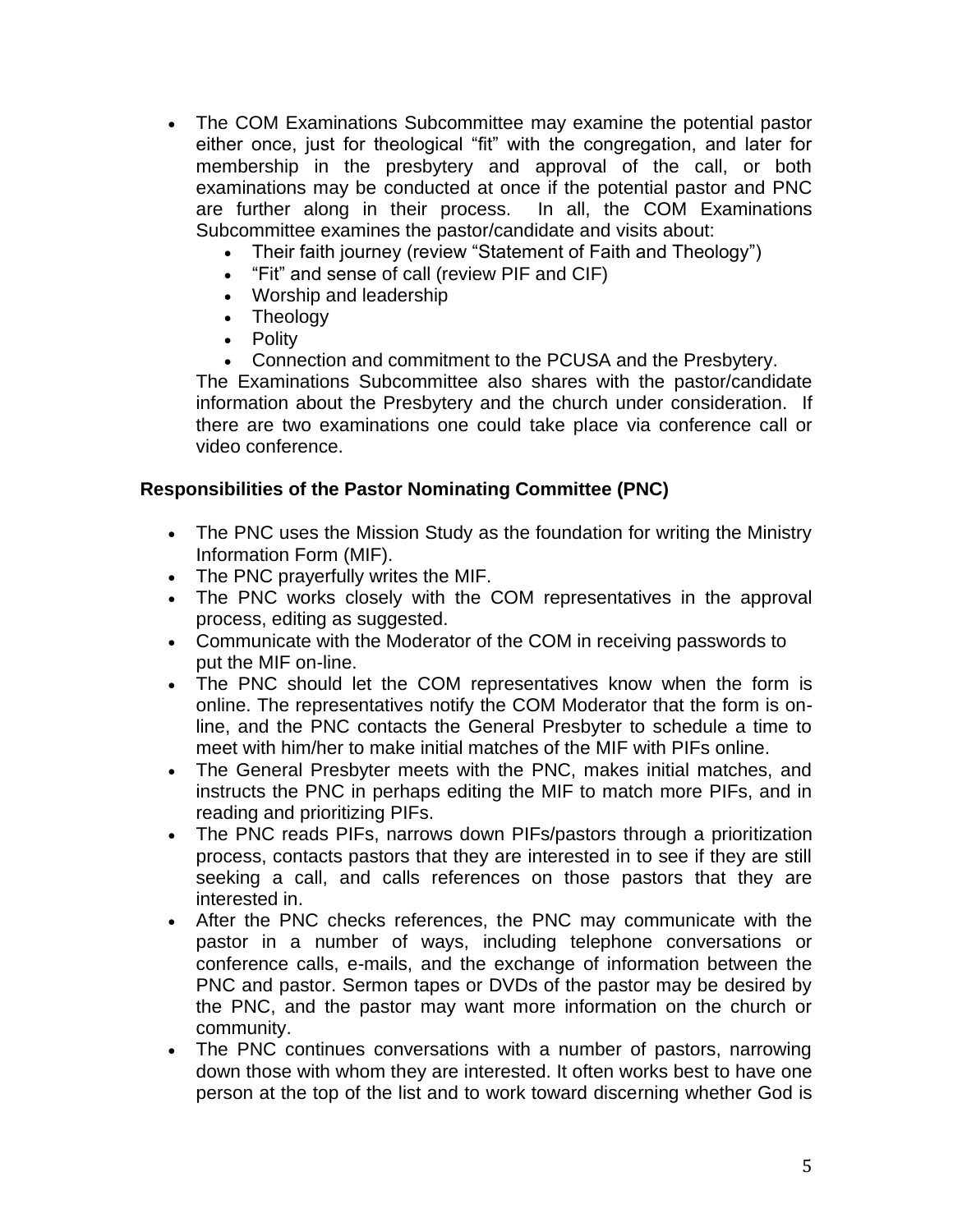- The COM Examinations Subcommittee may examine the potential pastor either once, just for theological "fit" with the congregation, and later for membership in the presbytery and approval of the call, or both examinations may be conducted at once if the potential pastor and PNC are further along in their process. In all, the COM Examinations Subcommittee examines the pastor/candidate and visits about:
    - Their faith journey (review "Statement of Faith and Theology")
    - "Fit" and sense of call (review PIF and CIF)
    - Worship and leadership
    - Theology
    - Polity
    - Connection and commitment to the PCUSA and the Presbytery.

  The Examinations Subcommittee also shares with the pastor/candidate information about the Presbytery and the church under consideration. If there are two examinations one could take place via conference call or video conference.

**Responsibilities of the Pastor Nominating Committee (PNC)**

- The PNC uses the Mission Study as the foundation for writing the Ministry Information Form (MIF).
- The PNC prayerfully writes the MIF.
- The PNC works closely with the COM representatives in the approval process, editing as suggested.
- Communicate with the Moderator of the COM in receiving passwords to put the MIF on-line.
- The PNC should let the COM representatives know when the form is online. The representatives notify the COM Moderator that the form is on-line, and the PNC contacts the General Presbyter to schedule a time to meet with him/her to make initial matches of the MIF with PIFs online.
- The General Presbyter meets with the PNC, makes initial matches, and instructs the PNC in perhaps editing the MIF to match more PIFs, and in reading and prioritizing PIFs.
- The PNC reads PIFs, narrows down PIFs/pastors through a prioritization process, contacts pastors that they are interested in to see if they are still seeking a call, and calls references on those pastors that they are interested in.
- After the PNC checks references, the PNC may communicate with the pastor in a number of ways, including telephone conversations or conference calls, e-mails, and the exchange of information between the PNC and pastor. Sermon tapes or DVDs of the pastor may be desired by the PNC, and the pastor may want more information on the church or community.
- The PNC continues conversations with a number of pastors, narrowing down those with whom they are interested. It often works best to have one person at the top of the list and to work toward discerning whether God is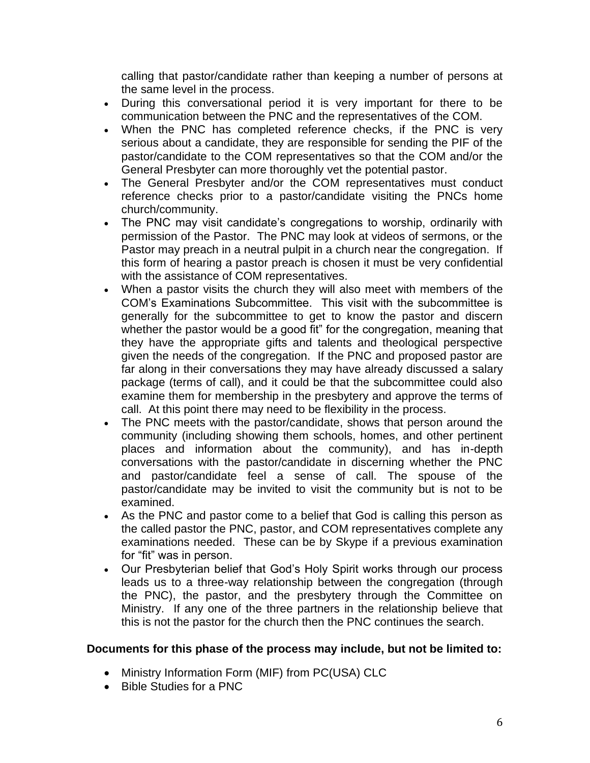calling that pastor/candidate rather than keeping a number of persons at the same level in the process.

- During this conversational period it is very important for there to be communication between the PNC and the representatives of the COM.
- When the PNC has completed reference checks, if the PNC is very serious about a candidate, they are responsible for sending the PIF of the pastor/candidate to the COM representatives so that the COM and/or the General Presbyter can more thoroughly vet the potential pastor.
- The General Presbyter and/or the COM representatives must conduct reference checks prior to a pastor/candidate visiting the PNCs home church/community.
- The PNC may visit candidate's congregations to worship, ordinarily with permission of the Pastor. The PNC may look at videos of sermons, or the Pastor may preach in a neutral pulpit in a church near the congregation. If this form of hearing a pastor preach is chosen it must be very confidential with the assistance of COM representatives.
- When a pastor visits the church they will also meet with members of the COM's Examinations Subcommittee. This visit with the subcommittee is generally for the subcommittee to get to know the pastor and discern whether the pastor would be a good fit" for the congregation, meaning that they have the appropriate gifts and talents and theological perspective given the needs of the congregation. If the PNC and proposed pastor are far along in their conversations they may have already discussed a salary package (terms of call), and it could be that the subcommittee could also examine them for membership in the presbytery and approve the terms of call. At this point there may need to be flexibility in the process.
- The PNC meets with the pastor/candidate, shows that person around the community (including showing them schools, homes, and other pertinent places and information about the community), and has in-depth conversations with the pastor/candidate in discerning whether the PNC and pastor/candidate feel a sense of call. The spouse of the pastor/candidate may be invited to visit the community but is not to be examined.
- As the PNC and pastor come to a belief that God is calling this person as the called pastor the PNC, pastor, and COM representatives complete any examinations needed. These can be by Skype if a previous examination for "fit" was in person.
- Our Presbyterian belief that God's Holy Spirit works through our process leads us to a three-way relationship between the congregation (through the PNC), the pastor, and the presbytery through the Committee on Ministry. If any one of the three partners in the relationship believe that this is not the pastor for the church then the PNC continues the search.

**Documents for this phase of the process may include, but not be limited to:**

- Ministry Information Form (MIF) from PC(USA) CLC
- Bible Studies for a PNC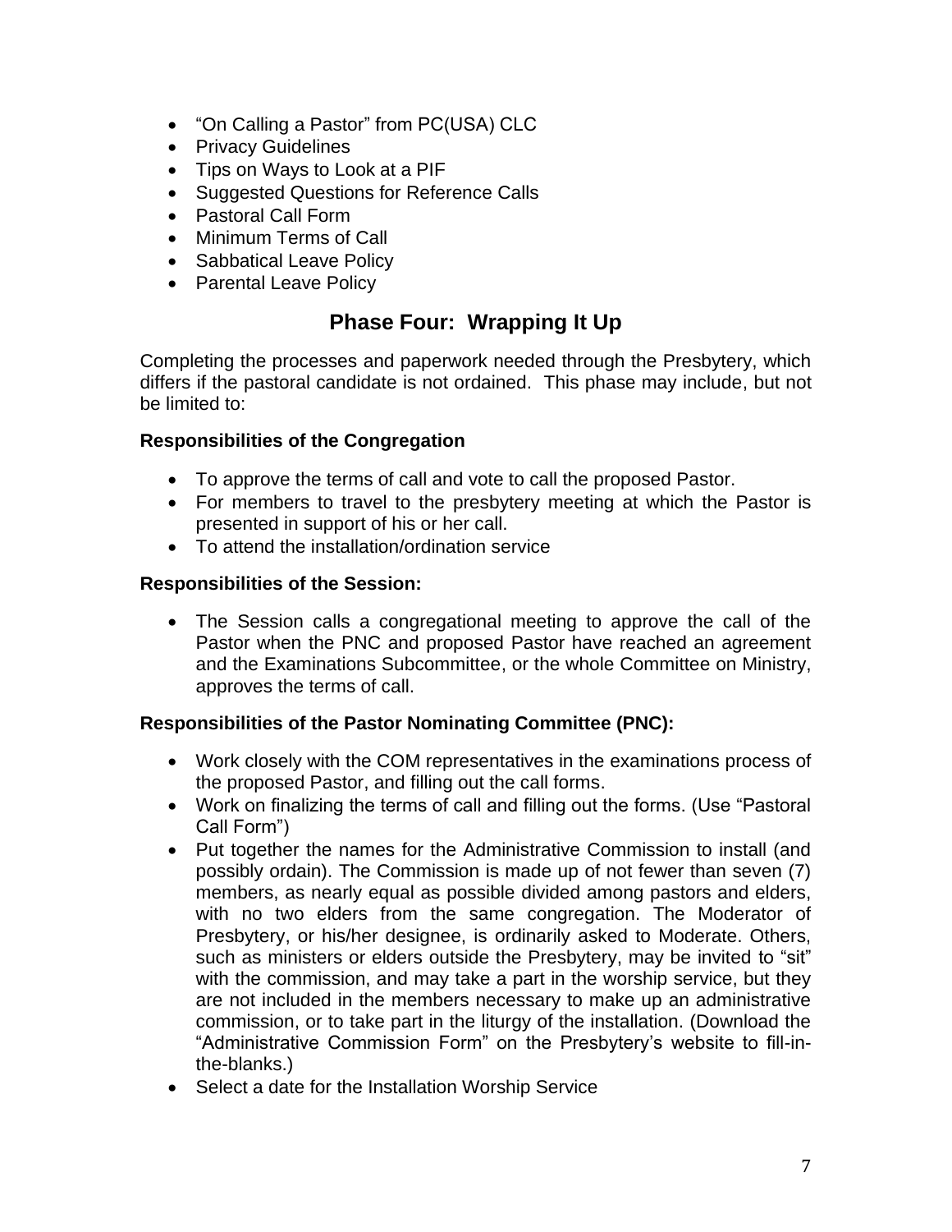- "On Calling a Pastor" from PC(USA) CLC
- Privacy Guidelines
- Tips on Ways to Look at a PIF
- Suggested Questions for Reference Calls
- Pastoral Call Form
- Minimum Terms of Call
- Sabbatical Leave Policy
- Parental Leave Policy

## Phase Four: Wrapping It Up

Completing the processes and paperwork needed through the Presbytery, which differs if the pastoral candidate is not ordained. This phase may include, but not be limited to:

**Responsibilities of the Congregation**

- To approve the terms of call and vote to call the proposed Pastor.
- For members to travel to the presbytery meeting at which the Pastor is presented in support of his or her call.
- To attend the installation/ordination service

**Responsibilities of the Session:**

- The Session calls a congregational meeting to approve the call of the Pastor when the PNC and proposed Pastor have reached an agreement and the Examinations Subcommittee, or the whole Committee on Ministry, approves the terms of call.

**Responsibilities of the Pastor Nominating Committee (PNC):**

- Work closely with the COM representatives in the examinations process of the proposed Pastor, and filling out the call forms.
- Work on finalizing the terms of call and filling out the forms. (Use "Pastoral Call Form")
- Put together the names for the Administrative Commission to install (and possibly ordain). The Commission is made up of not fewer than seven (7) members, as nearly equal as possible divided among pastors and elders, with no two elders from the same congregation. The Moderator of Presbytery, or his/her designee, is ordinarily asked to Moderate. Others, such as ministers or elders outside the Presbytery, may be invited to "sit" with the commission, and may take a part in the worship service, but they are not included in the members necessary to make up an administrative commission, or to take part in the liturgy of the installation. (Download the "Administrative Commission Form" on the Presbytery's website to fill-in-the-blanks.)
- Select a date for the Installation Worship Service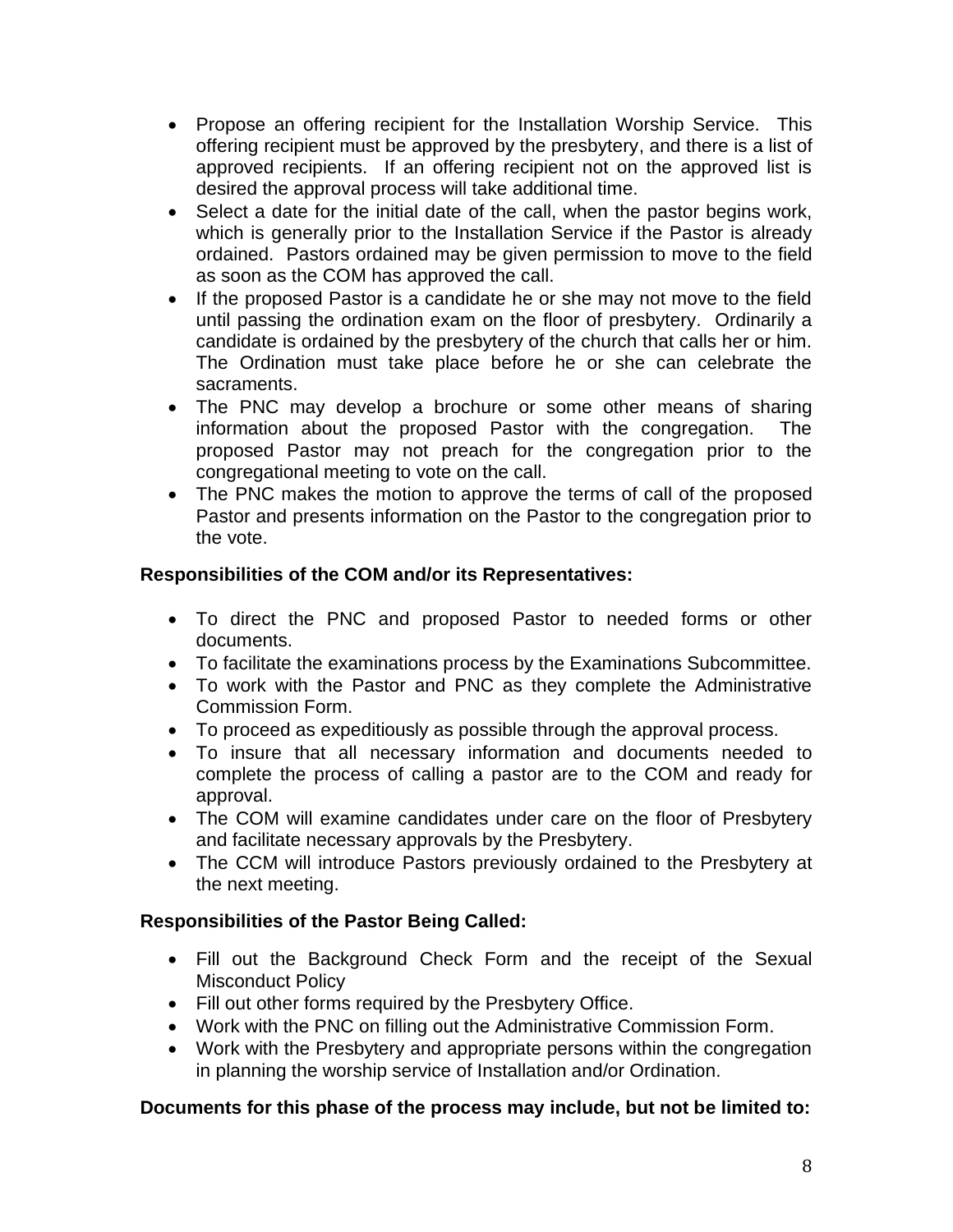- Propose an offering recipient for the Installation Worship Service. This offering recipient must be approved by the presbytery, and there is a list of approved recipients. If an offering recipient not on the approved list is desired the approval process will take additional time.
- Select a date for the initial date of the call, when the pastor begins work, which is generally prior to the Installation Service if the Pastor is already ordained. Pastors ordained may be given permission to move to the field as soon as the COM has approved the call.
- If the proposed Pastor is a candidate he or she may not move to the field until passing the ordination exam on the floor of presbytery. Ordinarily a candidate is ordained by the presbytery of the church that calls her or him. The Ordination must take place before he or she can celebrate the sacraments.
- The PNC may develop a brochure or some other means of sharing information about the proposed Pastor with the congregation. The proposed Pastor may not preach for the congregation prior to the congregational meeting to vote on the call.
- The PNC makes the motion to approve the terms of call of the proposed Pastor and presents information on the Pastor to the congregation prior to the vote.

**Responsibilities of the COM and/or its Representatives:**

- To direct the PNC and proposed Pastor to needed forms or other documents.
- To facilitate the examinations process by the Examinations Subcommittee.
- To work with the Pastor and PNC as they complete the Administrative Commission Form.
- To proceed as expeditiously as possible through the approval process.
- To insure that all necessary information and documents needed to complete the process of calling a pastor are to the COM and ready for approval.
- The COM will examine candidates under care on the floor of Presbytery and facilitate necessary approvals by the Presbytery.
- The CCM will introduce Pastors previously ordained to the Presbytery at the next meeting.

**Responsibilities of the Pastor Being Called:**

- Fill out the Background Check Form and the receipt of the Sexual Misconduct Policy
- Fill out other forms required by the Presbytery Office.
- Work with the PNC on filling out the Administrative Commission Form.
- Work with the Presbytery and appropriate persons within the congregation in planning the worship service of Installation and/or Ordination.

**Documents for this phase of the process may include, but not be limited to:**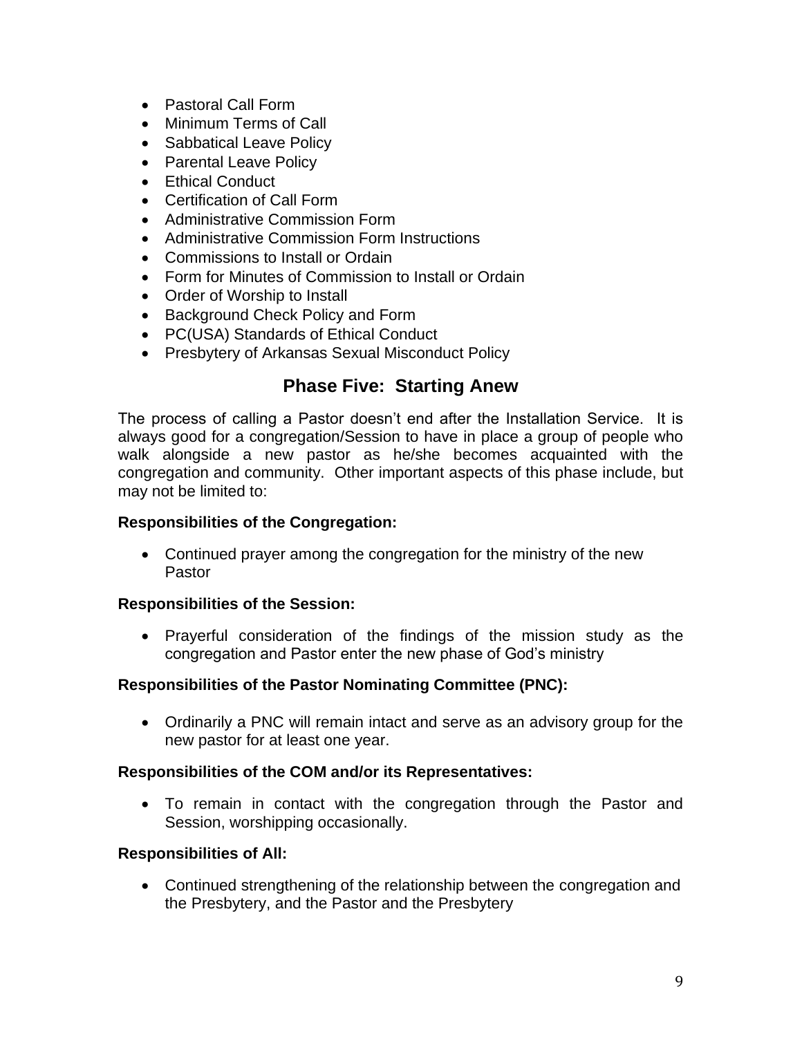- Pastoral Call Form
- Minimum Terms of Call
- Sabbatical Leave Policy
- Parental Leave Policy
- Ethical Conduct
- Certification of Call Form
- Administrative Commission Form
- Administrative Commission Form Instructions
- Commissions to Install or Ordain
- Form for Minutes of Commission to Install or Ordain
- Order of Worship to Install
- Background Check Policy and Form
- PC(USA) Standards of Ethical Conduct
- Presbytery of Arkansas Sexual Misconduct Policy

## Phase Five: Starting Anew

The process of calling a Pastor doesn't end after the Installation Service. It is always good for a congregation/Session to have in place a group of people who walk alongside a new pastor as he/she becomes acquainted with the congregation and community. Other important aspects of this phase include, but may not be limited to:

**Responsibilities of the Congregation:**

- Continued prayer among the congregation for the ministry of the new Pastor

**Responsibilities of the Session:**

- Prayerful consideration of the findings of the mission study as the congregation and Pastor enter the new phase of God's ministry

**Responsibilities of the Pastor Nominating Committee (PNC):**

- Ordinarily a PNC will remain intact and serve as an advisory group for the new pastor for at least one year.

**Responsibilities of the COM and/or its Representatives:**

- To remain in contact with the congregation through the Pastor and Session, worshipping occasionally.

**Responsibilities of All:**

- Continued strengthening of the relationship between the congregation and the Presbytery, and the Pastor and the Presbytery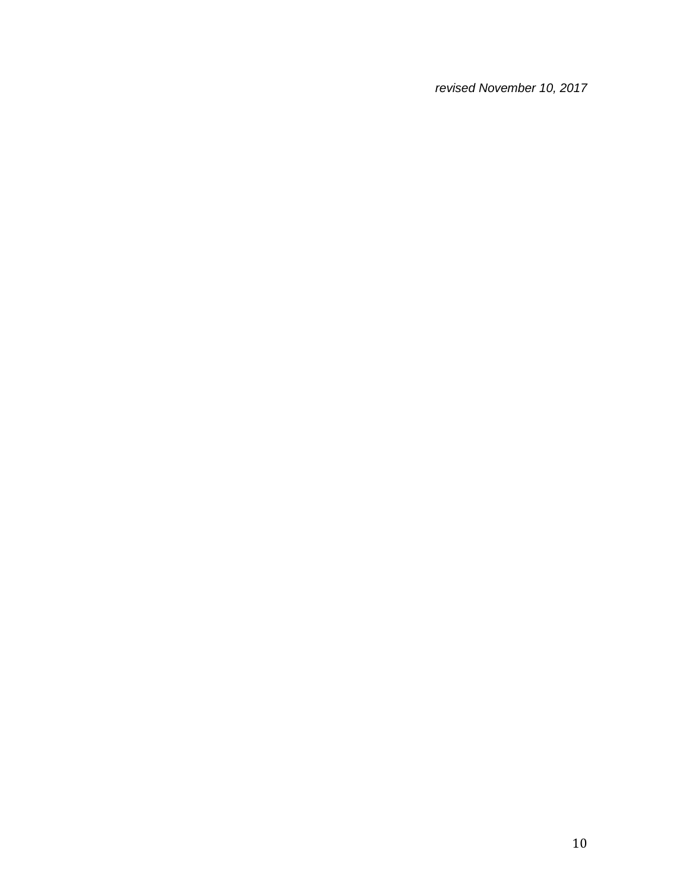*revised November 10, 2017*